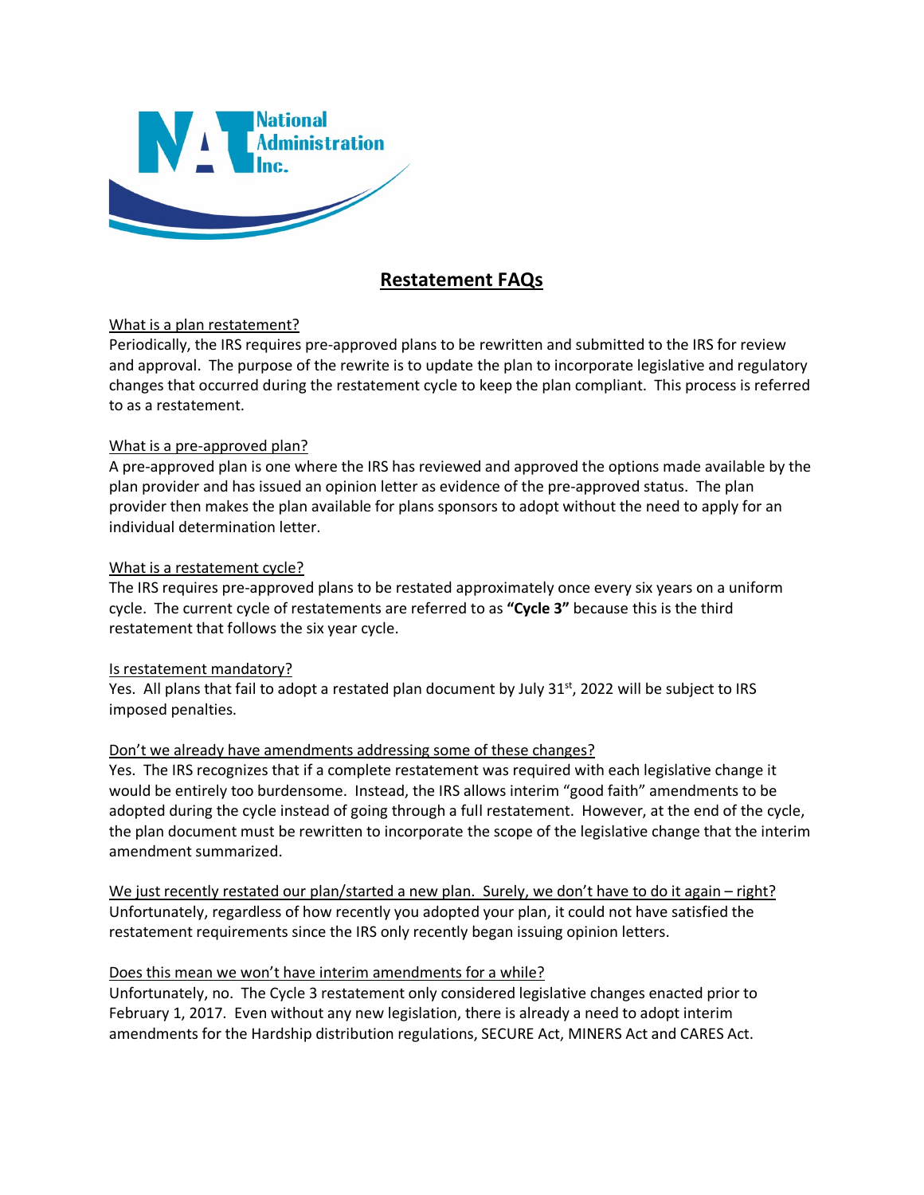National Administration Inc.

# Restatement FAQs

**What is a plan restatement?**

Periodically, the IRS requires pre-approved plans to be rewritten and submitted to the IRS for review and approval. The purpose of the rewrite is to update the plan to incorporate legislative and regulatory changes that occurred during the restatement cycle to keep the plan compliant. This process is referred to as a restatement.

**What is a pre-approved plan?**

A pre-approved plan is one where the IRS has reviewed and approved the options made available by the plan provider and has issued an opinion letter as evidence of the pre-approved status. The plan provider then makes the plan available for plans sponsors to adopt without the need to apply for an individual determination letter.

**What is a restatement cycle?**

The IRS requires pre-approved plans to be restated approximately once every six years on a uniform cycle. The current cycle of restatements are referred to as **"Cycle 3"** because this is the third restatement that follows the six year cycle.

**Is restatement mandatory?**

Yes. All plans that fail to adopt a restated plan document by July 31st, 2022 will be subject to IRS imposed penalties.

**Don't we already have amendments addressing some of these changes?**

Yes. The IRS recognizes that if a complete restatement was required with each legislative change it would be entirely too burdensome. Instead, the IRS allows interim "good faith" amendments to be adopted during the cycle instead of going through a full restatement. However, at the end of the cycle, the plan document must be rewritten to incorporate the scope of the legislative change that the interim amendment summarized.

**We just recently restated our plan/started a new plan. Surely, we don't have to do it again – right?**

Unfortunately, regardless of how recently you adopted your plan, it could not have satisfied the restatement requirements since the IRS only recently began issuing opinion letters.

**Does this mean we won't have interim amendments for a while?**

Unfortunately, no. The Cycle 3 restatement only considered legislative changes enacted prior to February 1, 2017. Even without any new legislation, there is already a need to adopt interim amendments for the Hardship distribution regulations, SECURE Act, MINERS Act and CARES Act.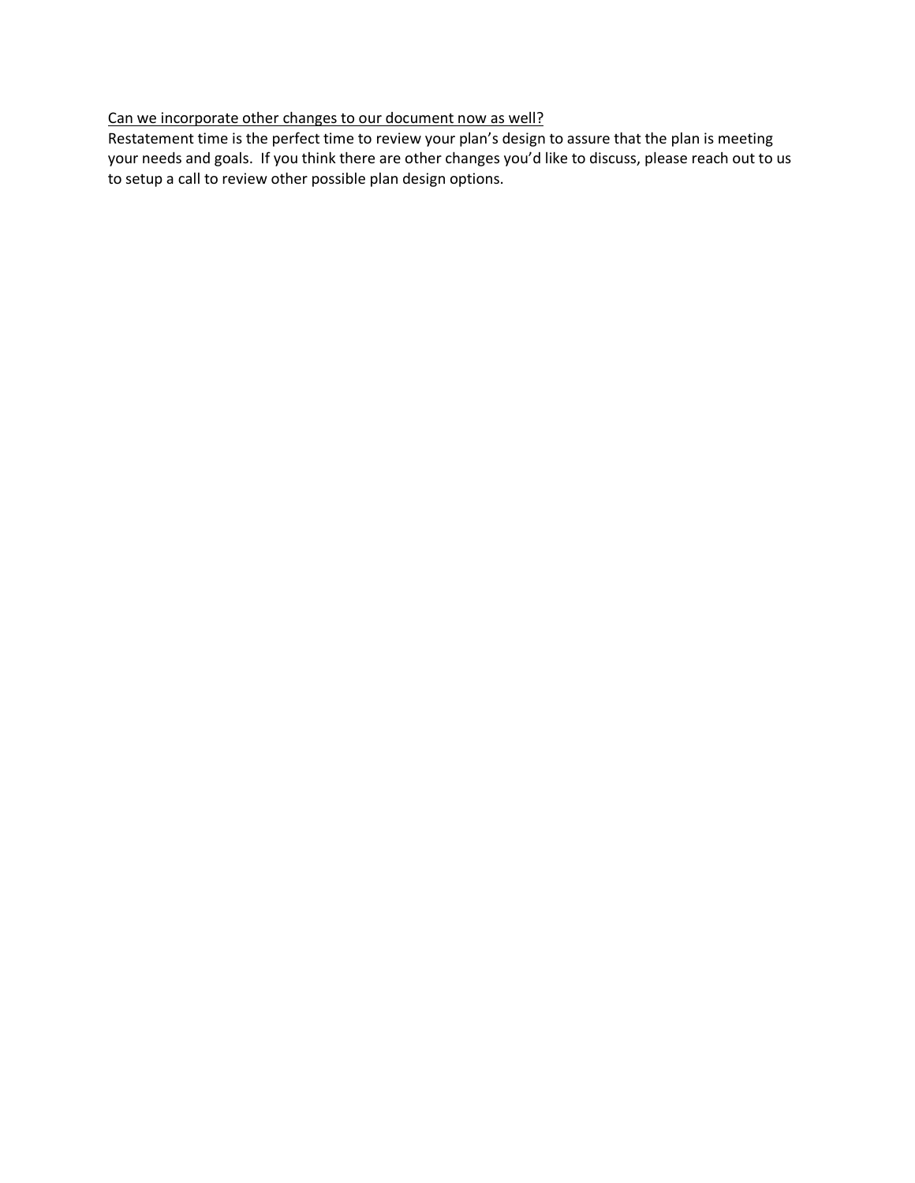<u>Can we incorporate other changes to our document now as well?</u>

Restatement time is the perfect time to review your plan's design to assure that the plan is meeting your needs and goals. If you think there are other changes you'd like to discuss, please reach out to us to setup a call to review other possible plan design options.